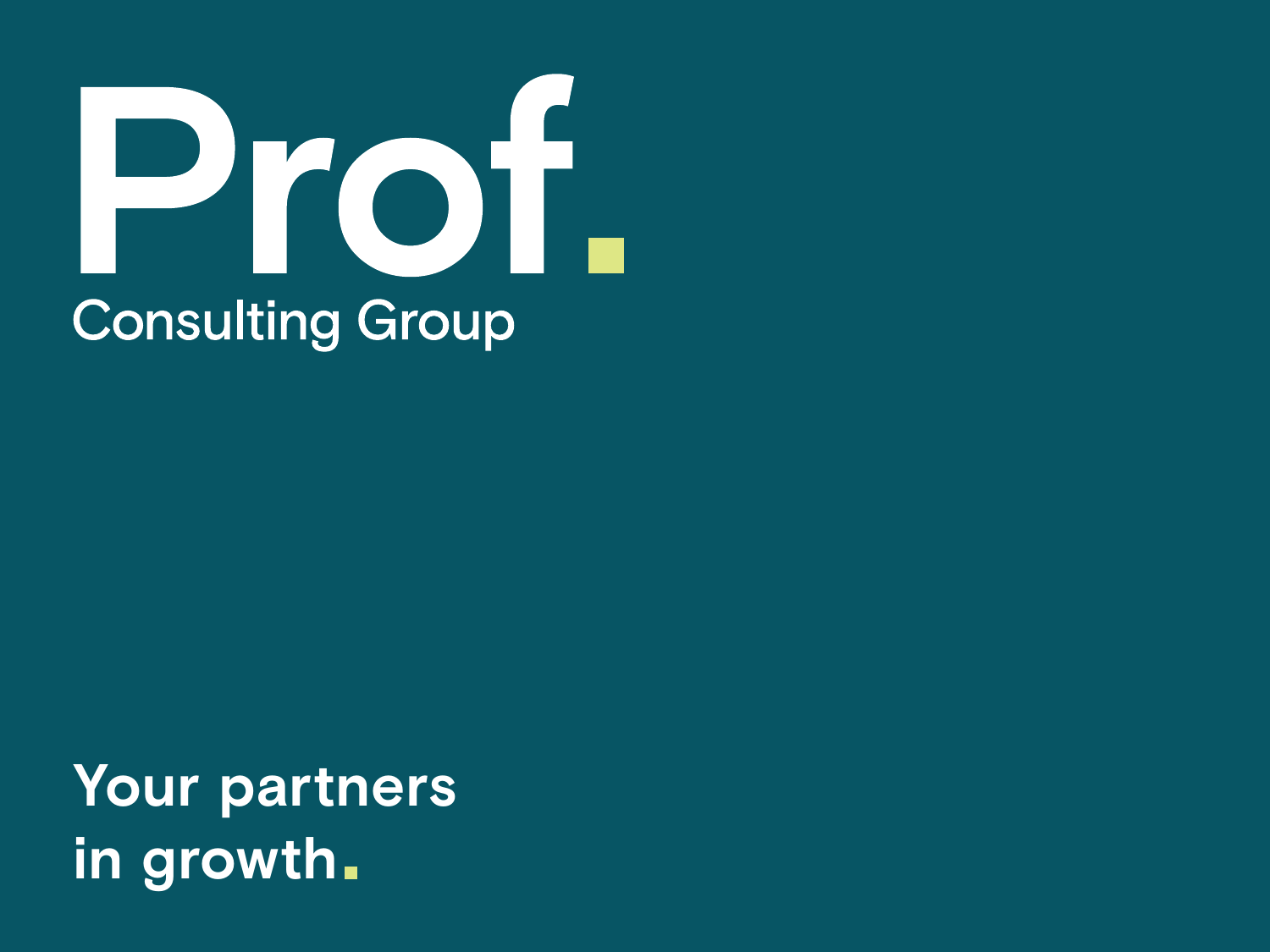# Prof.

## Consulting Group

**Your partners in growth.**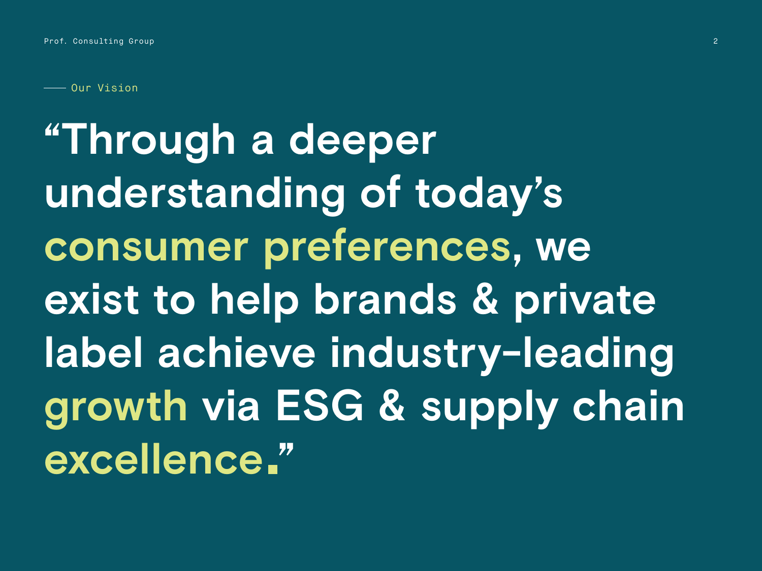## Our Vision

# “Through a deeper understanding of today’s consumer preferences, we exist to help brands & private label achieve industry-leading growth via ESG & supply chain excellence.”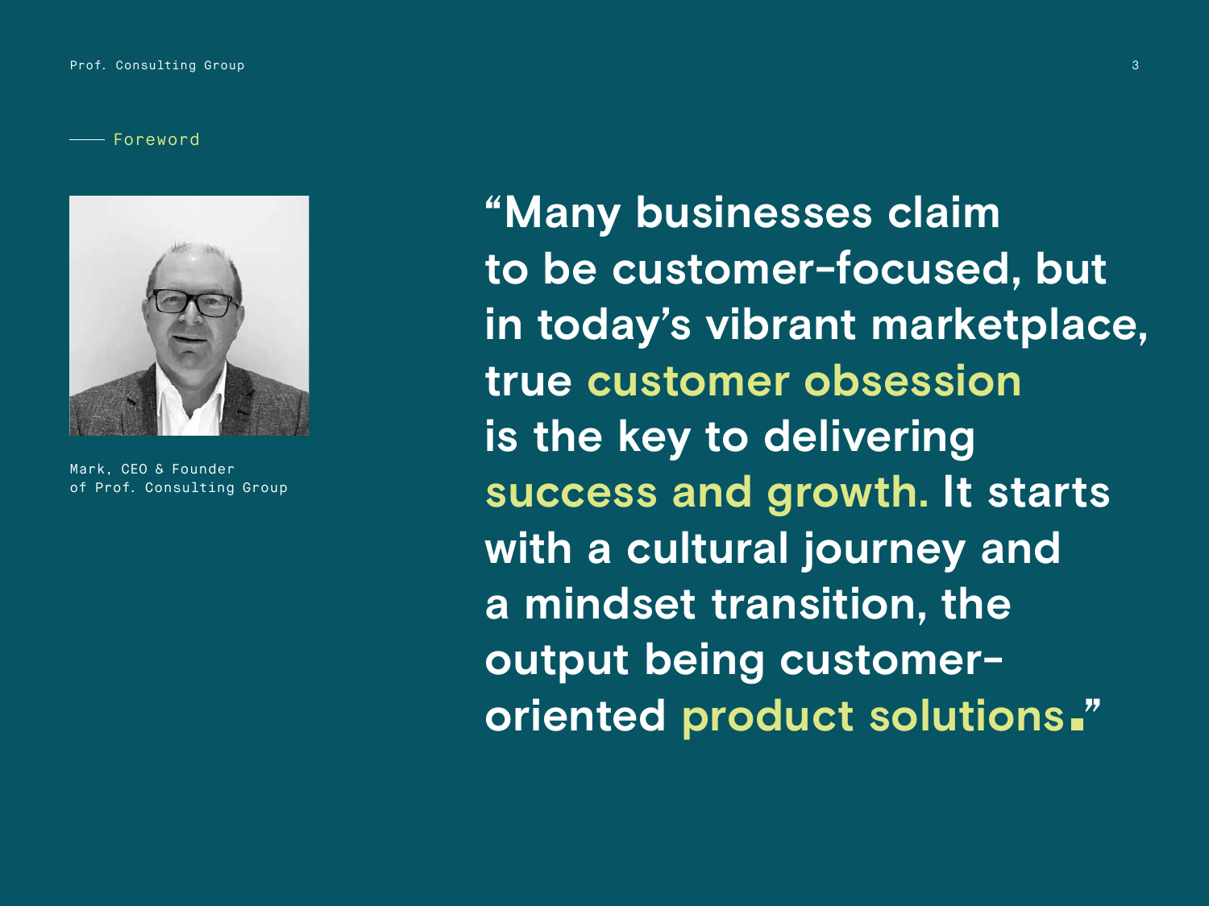## Foreword

Mark, CEO & Founder
of Prof. Consulting Group

**"Many businesses claim to be customer-focused, but in today's vibrant marketplace, true customer obsession is the key to delivering success and growth. It starts with a cultural journey and a mindset transition, the output being customer-oriented product solutions."**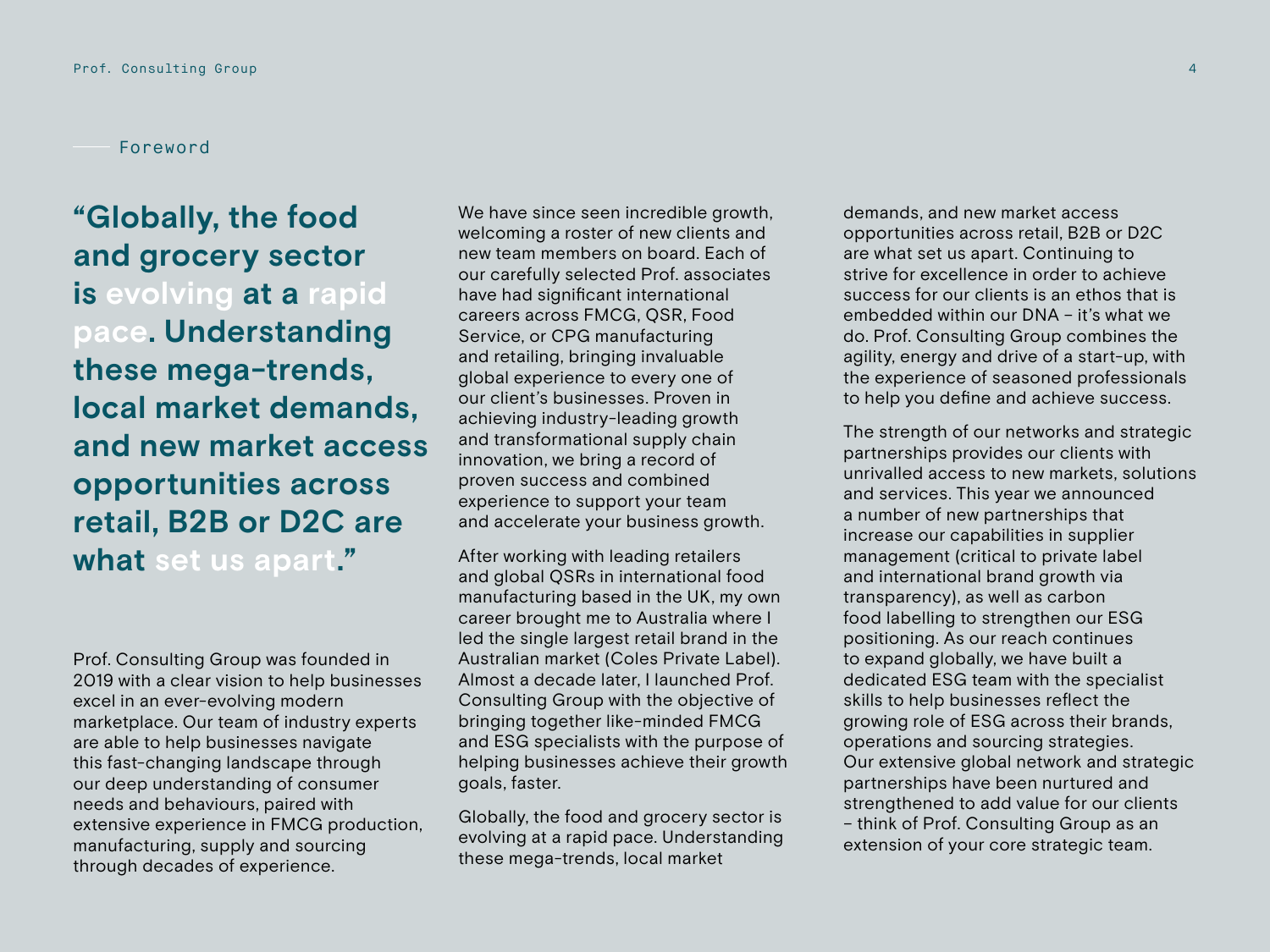## Foreword

**"Globally, the food and grocery sector is evolving at a rapid pace. Understanding these mega-trends, local market demands, and new market access opportunities across retail, B2B or D2C are what set us apart."**

Prof. Consulting Group was founded in 2019 with a clear vision to help businesses excel in an ever-evolving modern marketplace. Our team of industry experts are able to help businesses navigate this fast-changing landscape through our deep understanding of consumer needs and behaviours, paired with extensive experience in FMCG production, manufacturing, supply and sourcing through decades of experience.

We have since seen incredible growth, welcoming a roster of new clients and new team members on board. Each of our carefully selected Prof. associates have had significant international careers across FMCG, QSR, Food Service, or CPG manufacturing and retailing, bringing invaluable global experience to every one of our client's businesses. Proven in achieving industry-leading growth and transformational supply chain innovation, we bring a record of proven success and combined experience to support your team and accelerate your business growth.

After working with leading retailers and global QSRs in international food manufacturing based in the UK, my own career brought me to Australia where I led the single largest retail brand in the Australian market (Coles Private Label). Almost a decade later, I launched Prof. Consulting Group with the objective of bringing together like-minded FMCG and ESG specialists with the purpose of helping businesses achieve their growth goals, faster.

Globally, the food and grocery sector is evolving at a rapid pace. Understanding these mega-trends, local market demands, and new market access opportunities across retail, B2B or D2C are what set us apart. Continuing to strive for excellence in order to achieve success for our clients is an ethos that is embedded within our DNA – it's what we do. Prof. Consulting Group combines the agility, energy and drive of a start-up, with the experience of seasoned professionals to help you define and achieve success.

The strength of our networks and strategic partnerships provides our clients with unrivalled access to new markets, solutions and services. This year we announced a number of new partnerships that increase our capabilities in supplier management (critical to private label and international brand growth via transparency), as well as carbon food labelling to strengthen our ESG positioning. As our reach continues to expand globally, we have built a dedicated ESG team with the specialist skills to help businesses reflect the growing role of ESG across their brands, operations and sourcing strategies. Our extensive global network and strategic partnerships have been nurtured and strengthened to add value for our clients – think of Prof. Consulting Group as an extension of your core strategic team.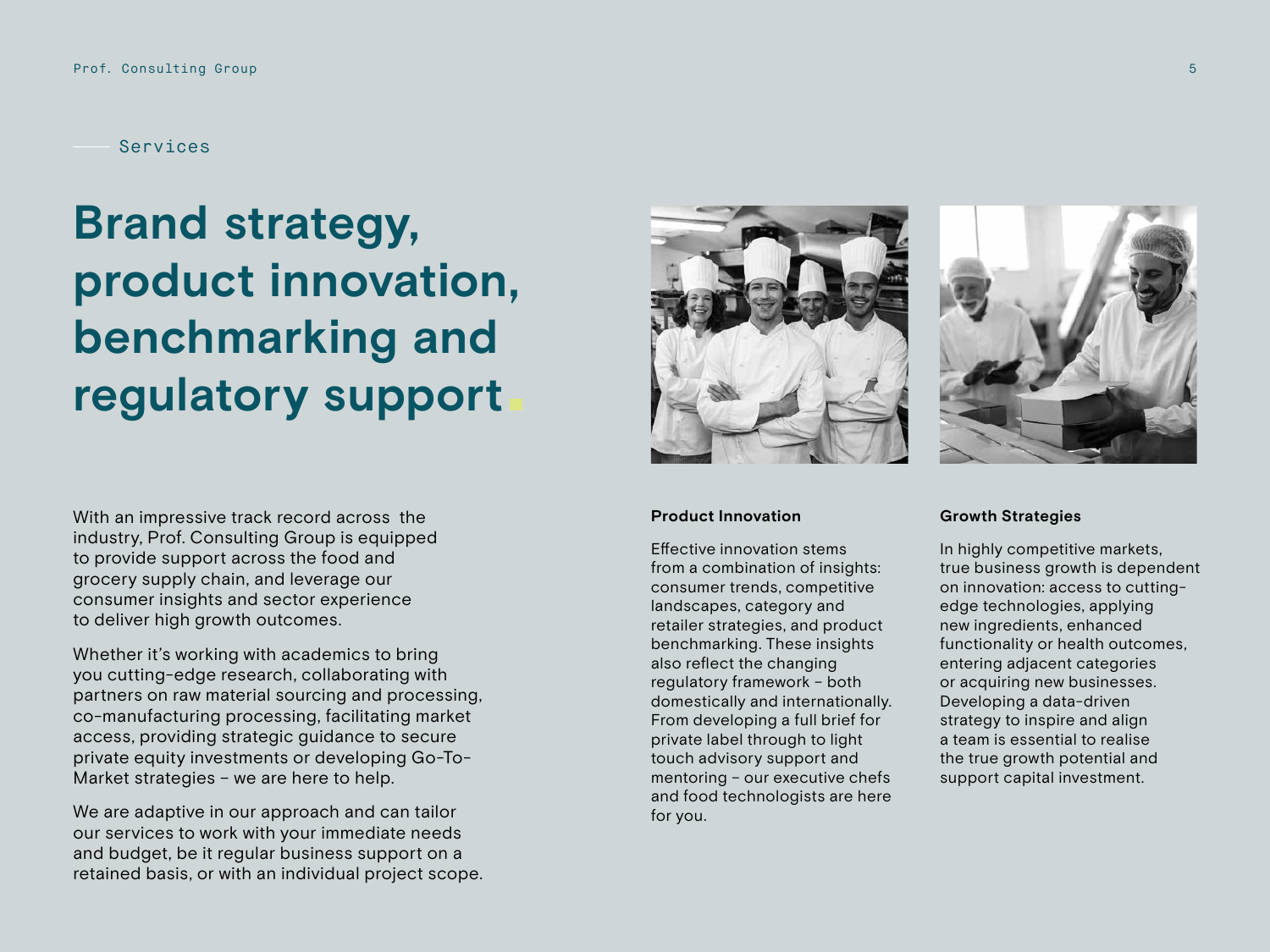Services

# Brand strategy, product innovation, benchmarking and regulatory support.

With an impressive track record across the industry, Prof. Consulting Group is equipped to provide support across the food and grocery supply chain, and leverage our consumer insights and sector experience to deliver high growth outcomes.

Whether it's working with academics to bring you cutting-edge research, collaborating with partners on raw material sourcing and processing, co-manufacturing processing, facilitating market access, providing strategic guidance to secure private equity investments or developing Go-To-Market strategies – we are here to help.

We are adaptive in our approach and can tailor our services to work with your immediate needs and budget, be it regular business support on a retained basis, or with an individual project scope.

**Product Innovation**

Effective innovation stems from a combination of insights: consumer trends, competitive landscapes, category and retailer strategies, and product benchmarking. These insights also reflect the changing regulatory framework – both domestically and internationally. From developing a full brief for private label through to light touch advisory support and mentoring – our executive chefs and food technologists are here for you.

**Growth Strategies**

In highly competitive markets, true business growth is dependent on innovation: access to cutting-edge technologies, applying new ingredients, enhanced functionality or health outcomes, entering adjacent categories or acquiring new businesses. Developing a data-driven strategy to inspire and align a team is essential to realise the true growth potential and support capital investment.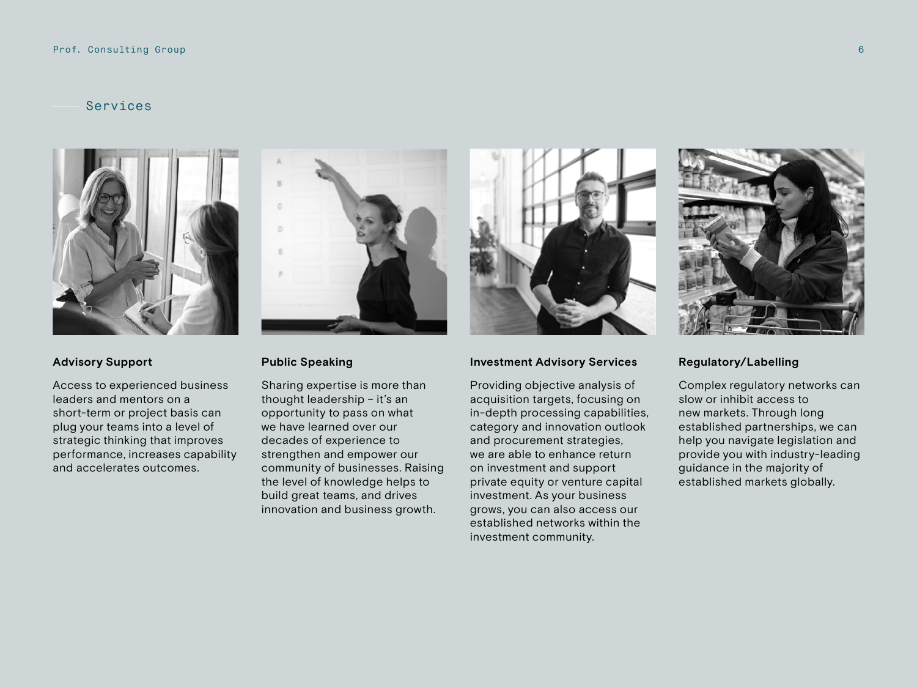## Services

### Advisory Support

Access to experienced business leaders and mentors on a short-term or project basis can plug your teams into a level of strategic thinking that improves performance, increases capability and accelerates outcomes.

### Public Speaking

Sharing expertise is more than thought leadership – it's an opportunity to pass on what we have learned over our decades of experience to strengthen and empower our community of businesses. Raising the level of knowledge helps to build great teams, and drives innovation and business growth.

### Investment Advisory Services

Providing objective analysis of acquisition targets, focusing on in-depth processing capabilities, category and innovation outlook and procurement strategies, we are able to enhance return on investment and support private equity or venture capital investment. As your business grows, you can also access our established networks within the investment community.

### Regulatory/Labelling

Complex regulatory networks can slow or inhibit access to new markets. Through long established partnerships, we can help you navigate legislation and provide you with industry-leading guidance in the majority of established markets globally.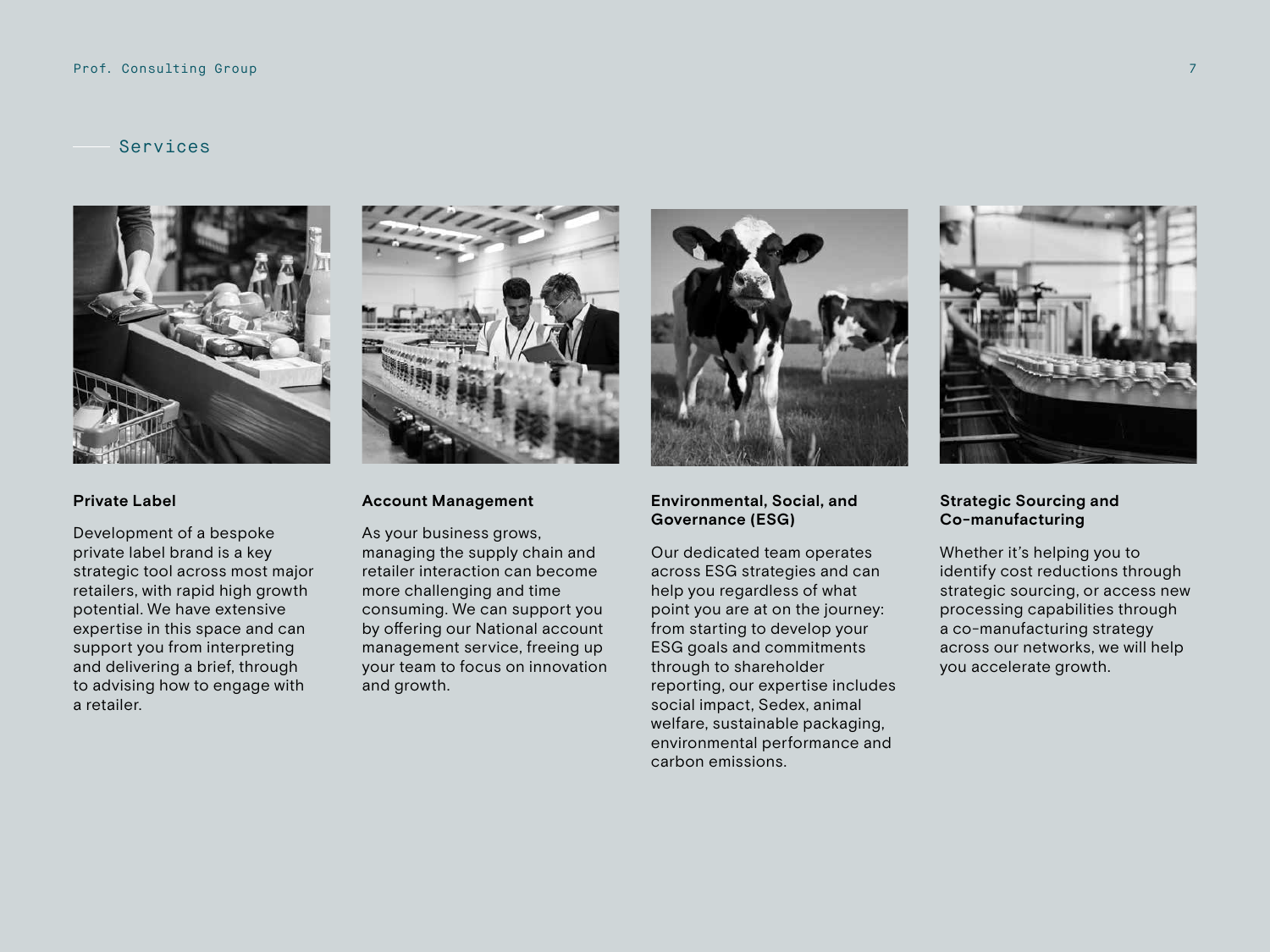## Services

### Private Label

Development of a bespoke private label brand is a key strategic tool across most major retailers, with rapid high growth potential. We have extensive expertise in this space and can support you from interpreting and delivering a brief, through to advising how to engage with a retailer.

### Account Management

As your business grows, managing the supply chain and retailer interaction can become more challenging and time consuming. We can support you by offering our National account management service, freeing up your team to focus on innovation and growth.

### Environmental, Social, and Governance (ESG)

Our dedicated team operates across ESG strategies and can help you regardless of what point you are at on the journey: from starting to develop your ESG goals and commitments through to shareholder reporting, our expertise includes social impact, Sedex, animal welfare, sustainable packaging, environmental performance and carbon emissions.

### Strategic Sourcing and Co-manufacturing

Whether it's helping you to identify cost reductions through strategic sourcing, or access new processing capabilities through a co-manufacturing strategy across our networks, we will help you accelerate growth.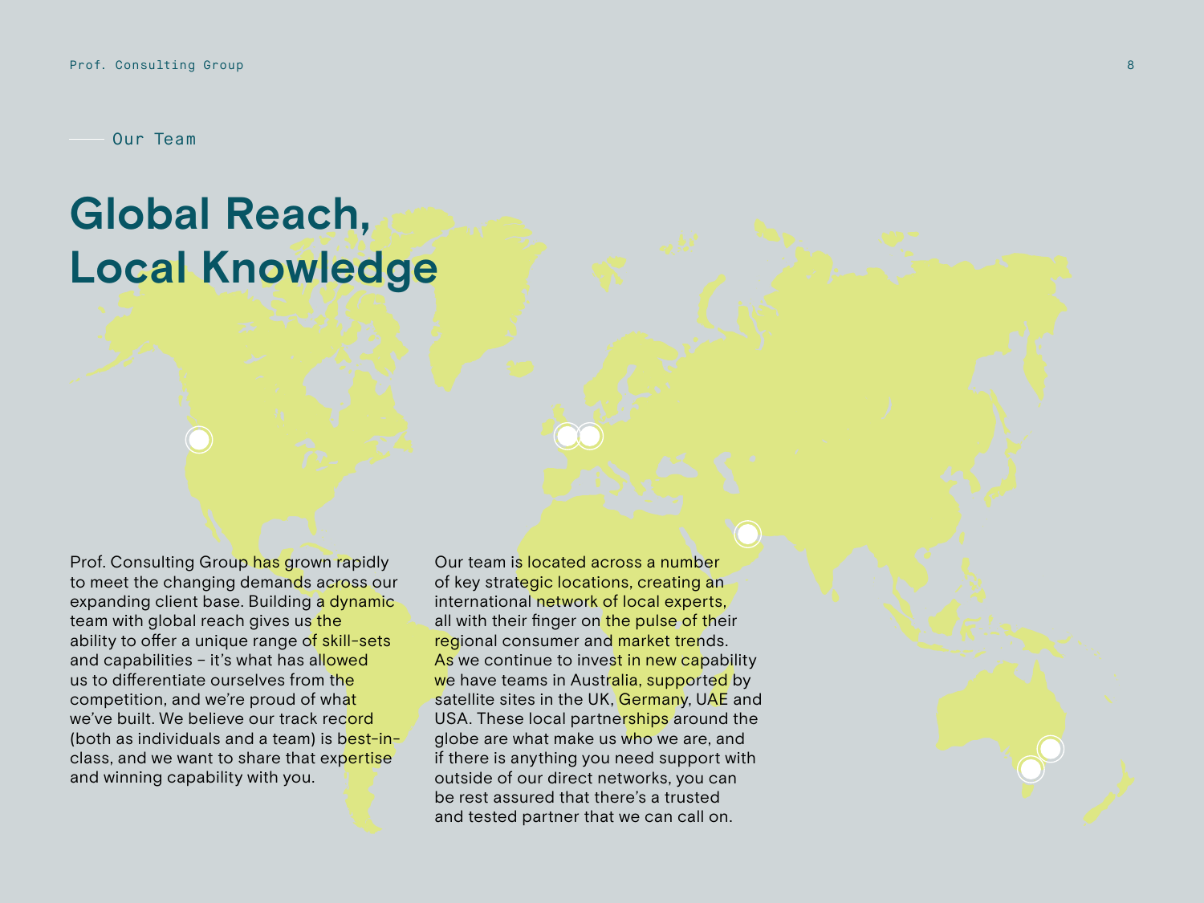Our Team

# Global Reach, Local Knowledge

Prof. Consulting Group has grown rapidly to meet the changing demands across our expanding client base. Building a dynamic team with global reach gives us the ability to offer a unique range of skill-sets and capabilities – it's what has allowed us to differentiate ourselves from the competition, and we're proud of what we've built. We believe our track record (both as individuals and a team) is best-in-class, and we want to share that expertise and winning capability with you.

Our team is located across a number of key strategic locations, creating an international network of local experts, all with their finger on the pulse of their regional consumer and market trends. As we continue to invest in new capability we have teams in Australia, supported by satellite sites in the UK, Germany, UAE and USA. These local partnerships around the globe are what make us who we are, and if there is anything you need support with outside of our direct networks, you can be rest assured that there's a trusted and tested partner that we can call on.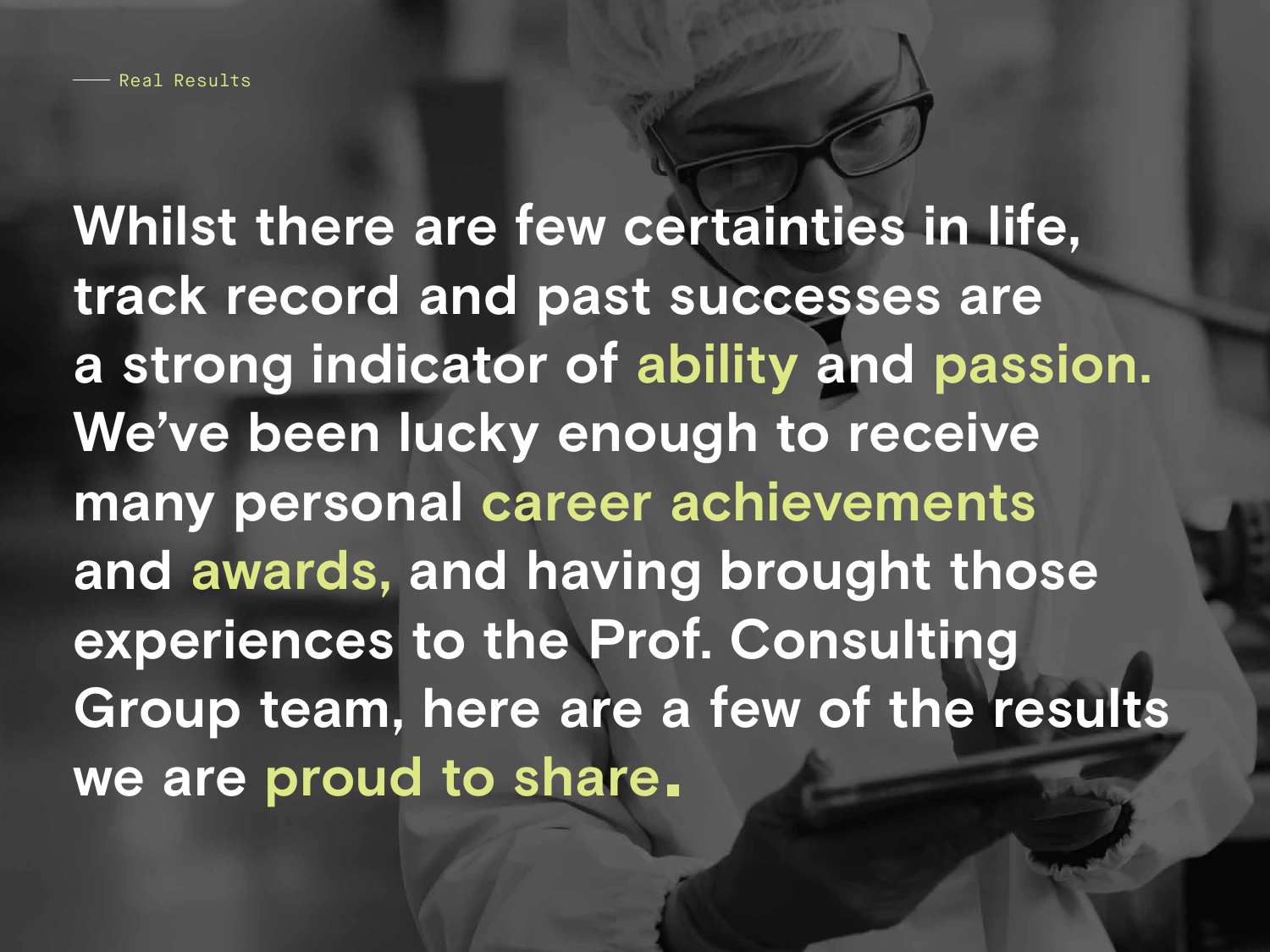Real Results

## Whilst there are few certainties in life, track record and past successes are a strong indicator of ability and passion. We've been lucky enough to receive many personal career achievements and awards, and having brought those experiences to the Prof. Consulting Group team, here are a few of the results we are proud to share.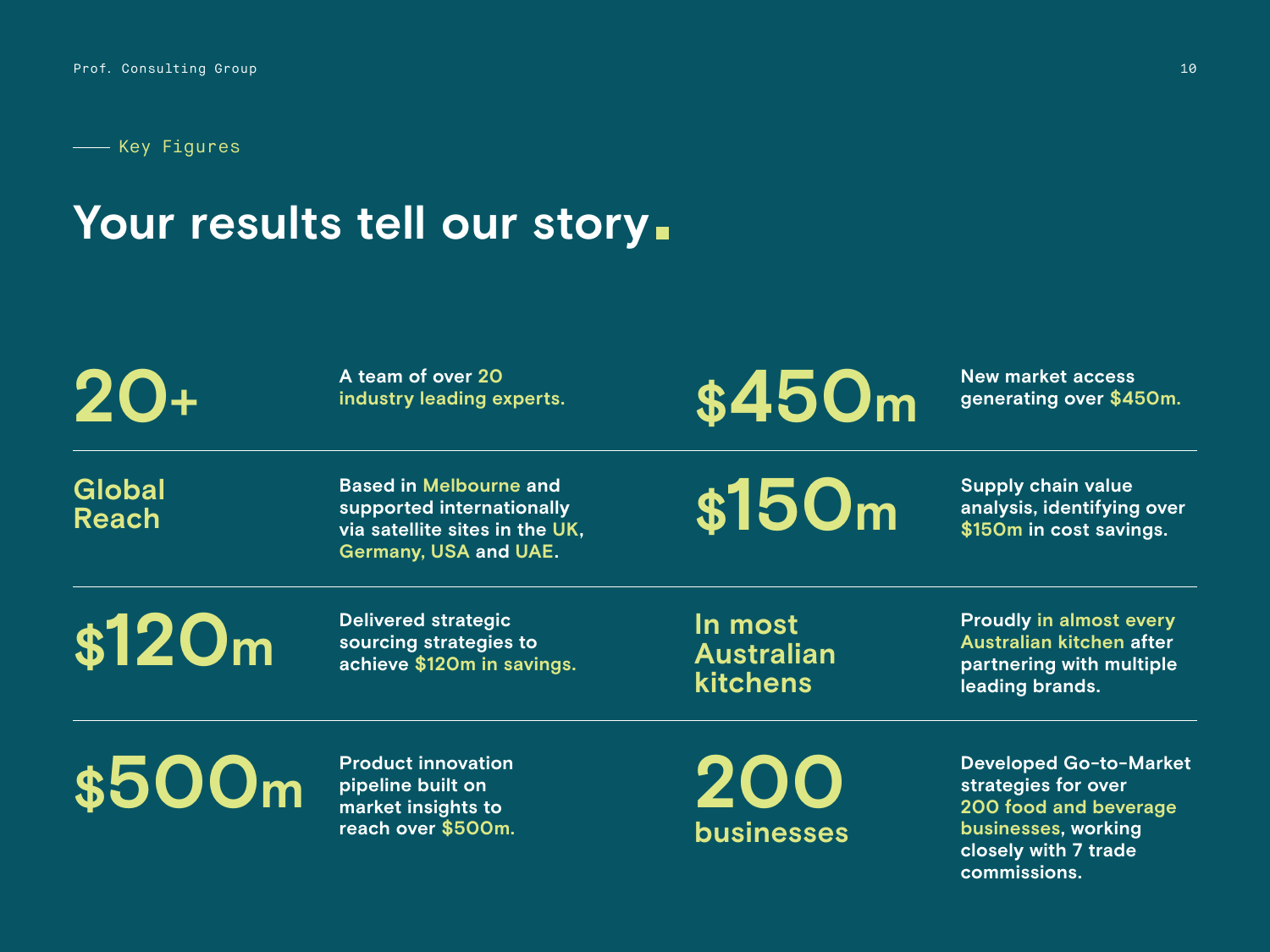Key Figures

# Your results tell our story.

**20+**

A team of over 20 industry leading experts.

**$450m**

New market access generating over $450m.

**Global Reach**

Based in Melbourne and supported internationally via satellite sites in the UK, Germany, USA and UAE.

**$150m**

Supply chain value analysis, identifying over $150m in cost savings.

**$120m**

Delivered strategic sourcing strategies to achieve $120m in savings.

**In most Australian kitchens**

Proudly in almost every Australian kitchen after partnering with multiple leading brands.

**$500m**

Product innovation pipeline built on market insights to reach over $500m.

**200 businesses**

Developed Go-to-Market strategies for over 200 food and beverage businesses, working closely with 7 trade commissions.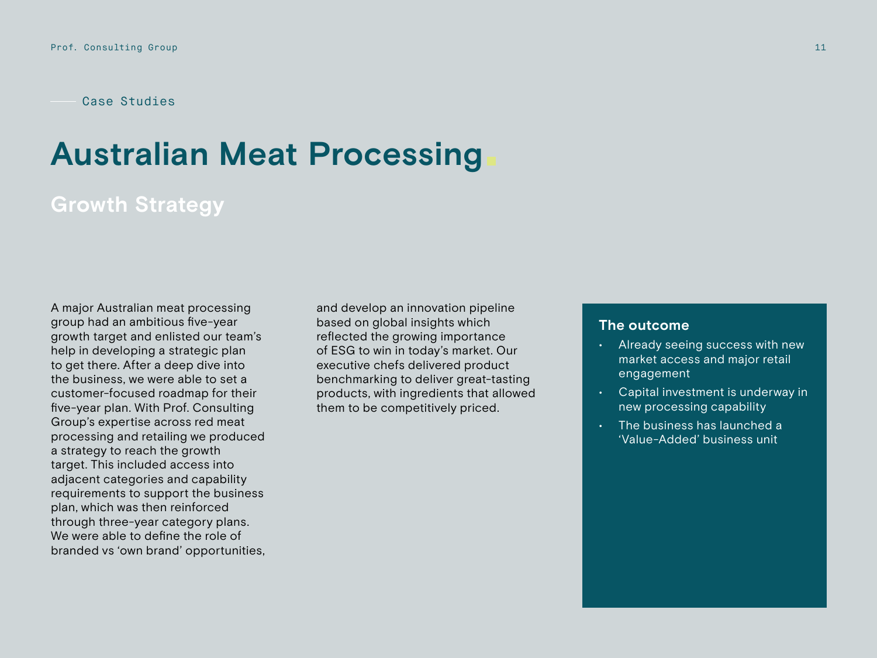Case Studies

# Australian Meat Processing

## Growth Strategy

A major Australian meat processing group had an ambitious five-year growth target and enlisted our team's help in developing a strategic plan to get there. After a deep dive into the business, we were able to set a customer-focused roadmap for their five-year plan. With Prof. Consulting Group's expertise across red meat processing and retailing we produced a strategy to reach the growth target. This included access into adjacent categories and capability requirements to support the business plan, which was then reinforced through three-year category plans. We were able to define the role of branded vs 'own brand' opportunities, and develop an innovation pipeline based on global insights which reflected the growing importance of ESG to win in today's market. Our executive chefs delivered product benchmarking to deliver great-tasting products, with ingredients that allowed them to be competitively priced.

### The outcome

- Already seeing success with new market access and major retail engagement
- Capital investment is underway in new processing capability
- The business has launched a 'Value-Added' business unit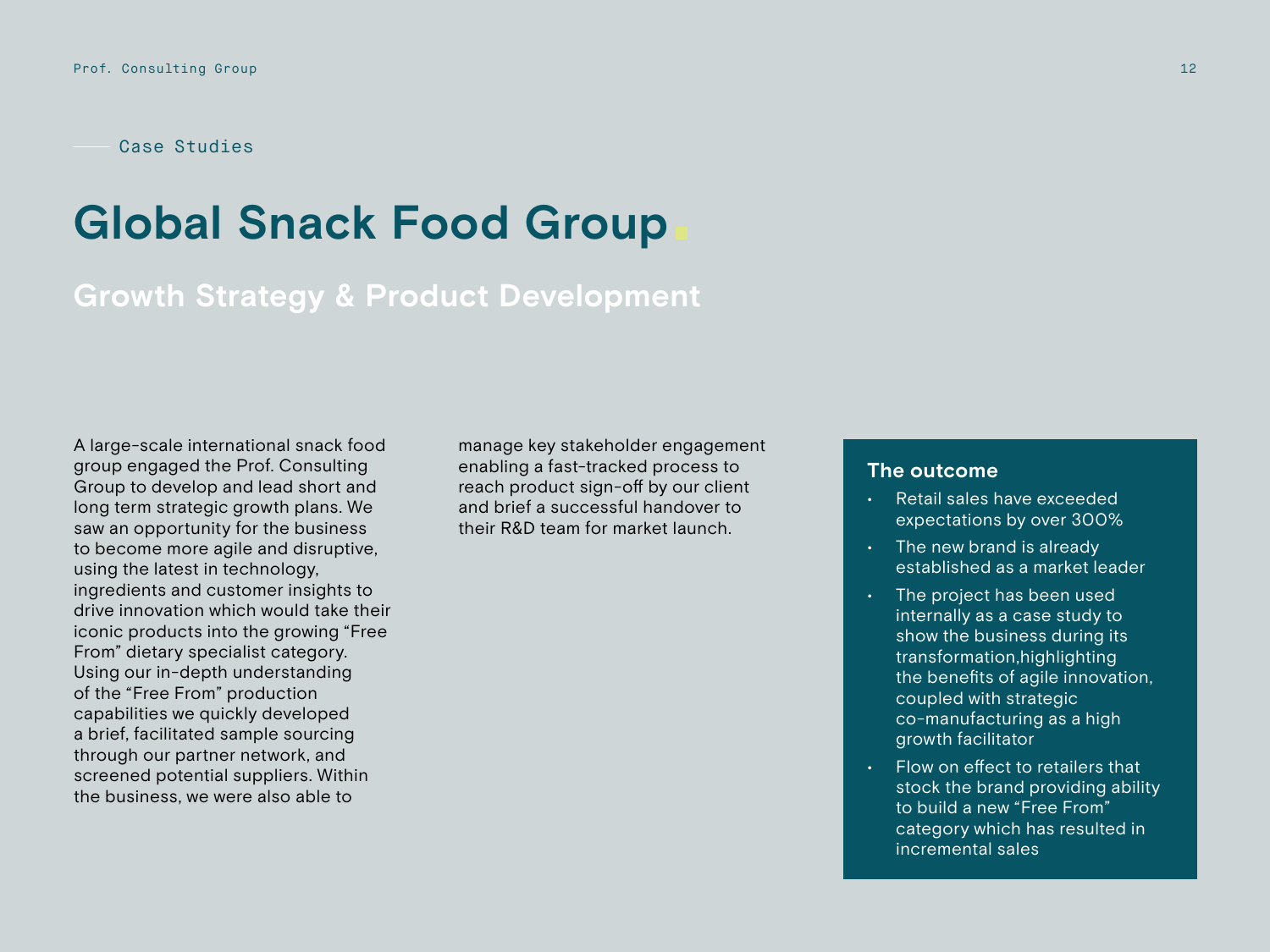Case Studies

# Global Snack Food Group

## Growth Strategy & Product Development

A large-scale international snack food group engaged the Prof. Consulting Group to develop and lead short and long term strategic growth plans. We saw an opportunity for the business to become more agile and disruptive, using the latest in technology, ingredients and customer insights to drive innovation which would take their iconic products into the growing “Free From” dietary specialist category. Using our in-depth understanding of the “Free From” production capabilities we quickly developed a brief, facilitated sample sourcing through our partner network, and screened potential suppliers. Within the business, we were also able to manage key stakeholder engagement enabling a fast-tracked process to reach product sign-off by our client and brief a successful handover to their R&D team for market launch.

### The outcome

- Retail sales have exceeded expectations by over 300%
- The new brand is already established as a market leader
- The project has been used internally as a case study to show the business during its transformation,highlighting the benefits of agile innovation, coupled with strategic co-manufacturing as a high growth facilitator
- Flow on effect to retailers that stock the brand providing ability to build a new “Free From” category which has resulted in incremental sales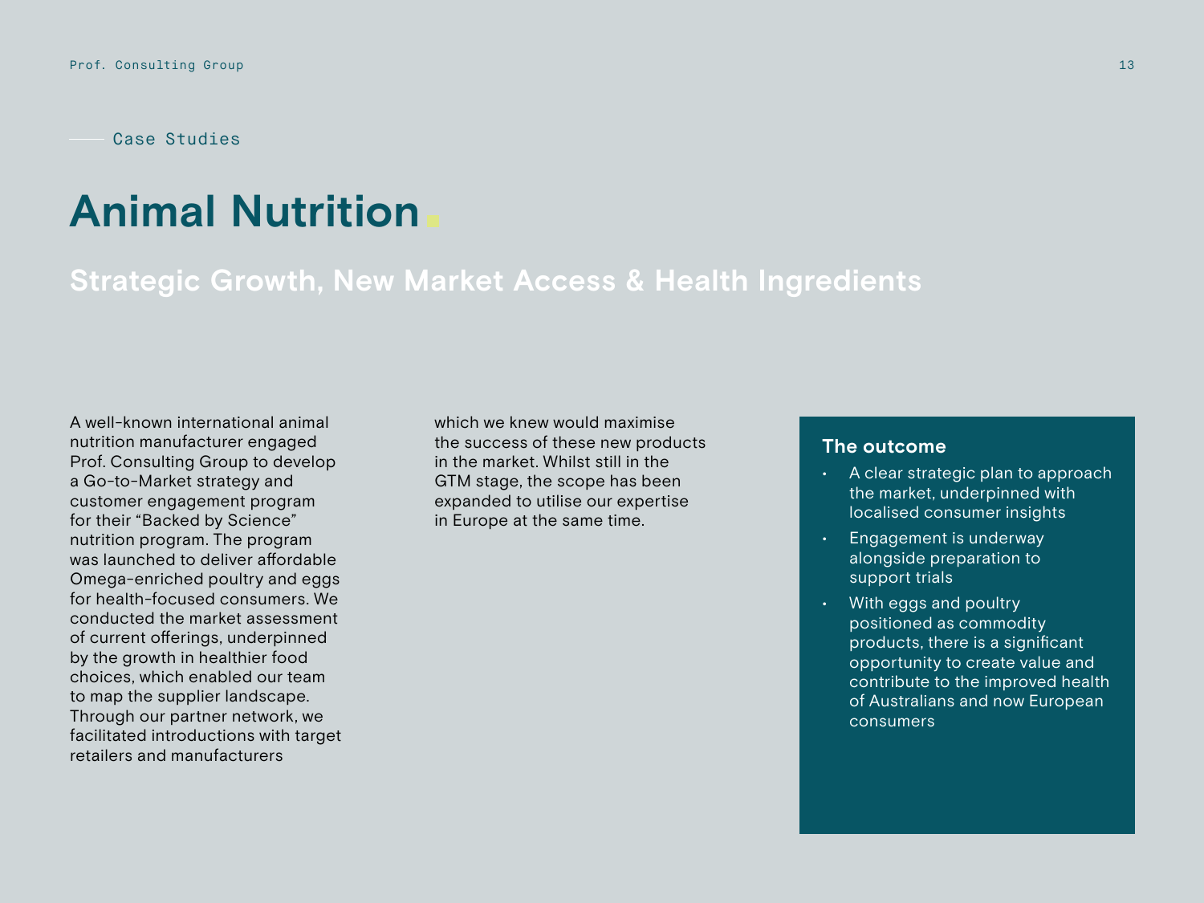Case Studies

# Animal Nutrition

## Strategic Growth, New Market Access & Health Ingredients

A well-known international animal nutrition manufacturer engaged Prof. Consulting Group to develop a Go-to-Market strategy and customer engagement program for their "Backed by Science" nutrition program. The program was launched to deliver affordable Omega-enriched poultry and eggs for health-focused consumers. We conducted the market assessment of current offerings, underpinned by the growth in healthier food choices, which enabled our team to map the supplier landscape. Through our partner network, we facilitated introductions with target retailers and manufacturers which we knew would maximise the success of these new products in the market. Whilst still in the GTM stage, the scope has been expanded to utilise our expertise in Europe at the same time.

### The outcome

- A clear strategic plan to approach the market, underpinned with localised consumer insights
- Engagement is underway alongside preparation to support trials
- With eggs and poultry positioned as commodity products, there is a significant opportunity to create value and contribute to the improved health of Australians and now European consumers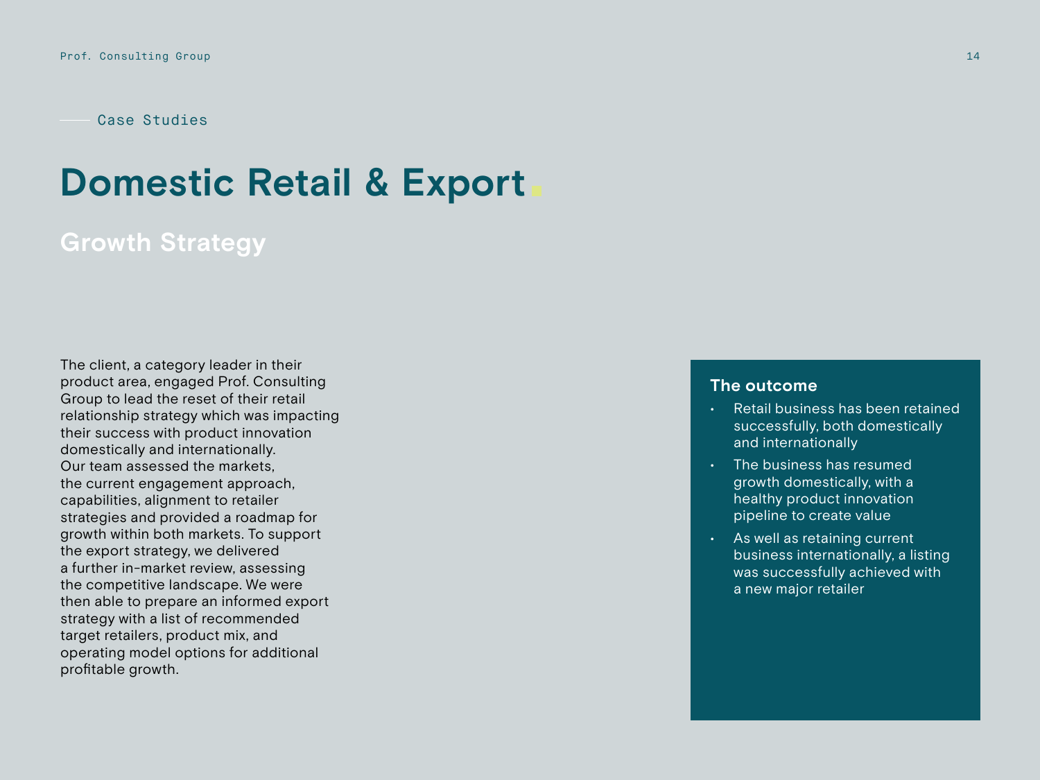Case Studies

# Domestic Retail & Export

## Growth Strategy

The client, a category leader in their product area, engaged Prof. Consulting Group to lead the reset of their retail relationship strategy which was impacting their success with product innovation domestically and internationally. Our team assessed the markets, the current engagement approach, capabilities, alignment to retailer strategies and provided a roadmap for growth within both markets. To support the export strategy, we delivered a further in-market review, assessing the competitive landscape. We were then able to prepare an informed export strategy with a list of recommended target retailers, product mix, and operating model options for additional profitable growth.

### The outcome

- Retail business has been retained successfully, both domestically and internationally
- The business has resumed growth domestically, with a healthy product innovation pipeline to create value
- As well as retaining current business internationally, a listing was successfully achieved with a new major retailer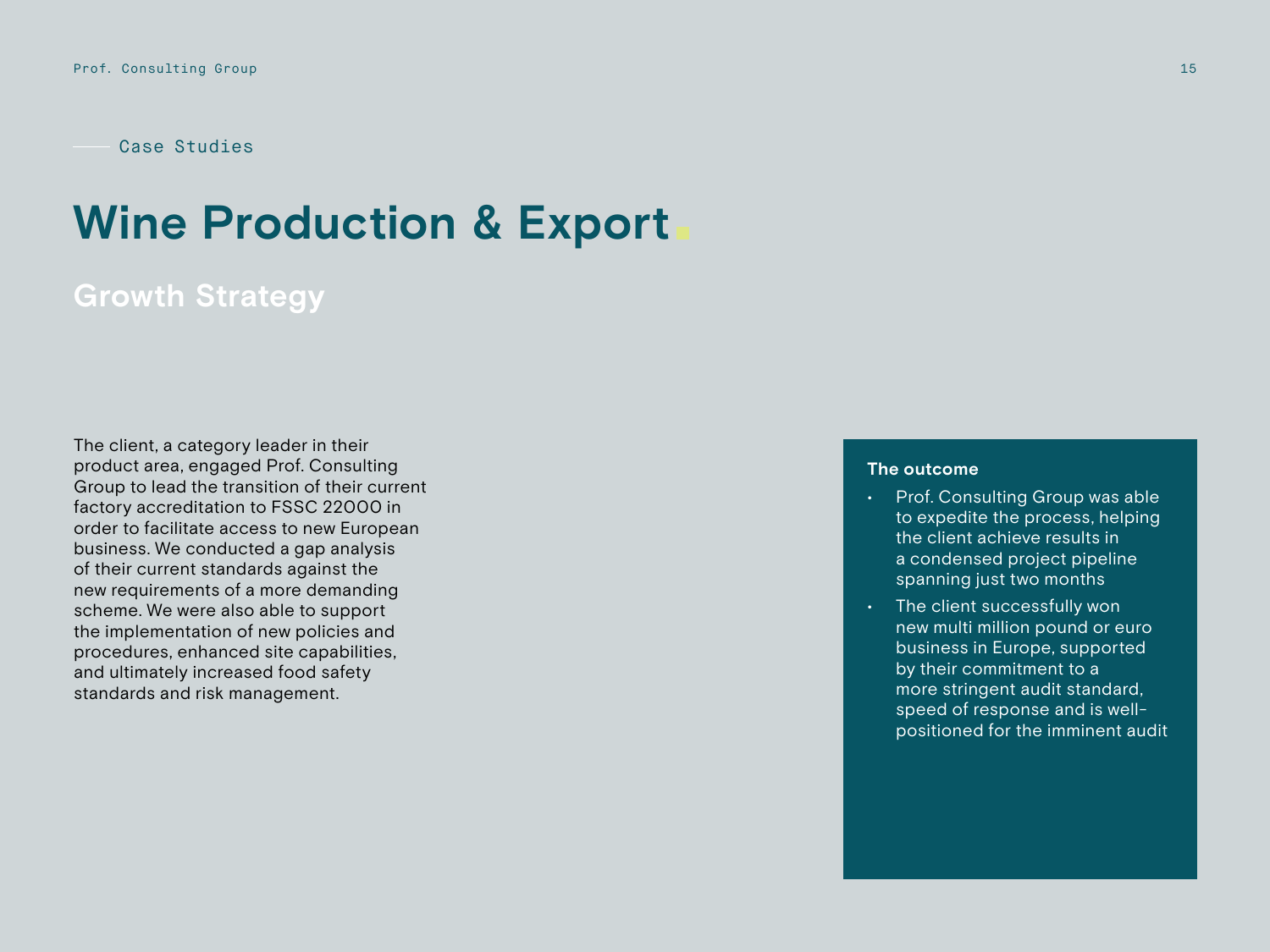Case Studies

# Wine Production & Export

## Growth Strategy

The client, a category leader in their product area, engaged Prof. Consulting Group to lead the transition of their current factory accreditation to FSSC 22000 in order to facilitate access to new European business. We conducted a gap analysis of their current standards against the new requirements of a more demanding scheme. We were also able to support the implementation of new policies and procedures, enhanced site capabilities, and ultimately increased food safety standards and risk management.

**The outcome**

- Prof. Consulting Group was able to expedite the process, helping the client achieve results in a condensed project pipeline spanning just two months
- The client successfully won new multi million pound or euro business in Europe, supported by their commitment to a more stringent audit standard, speed of response and is well-positioned for the imminent audit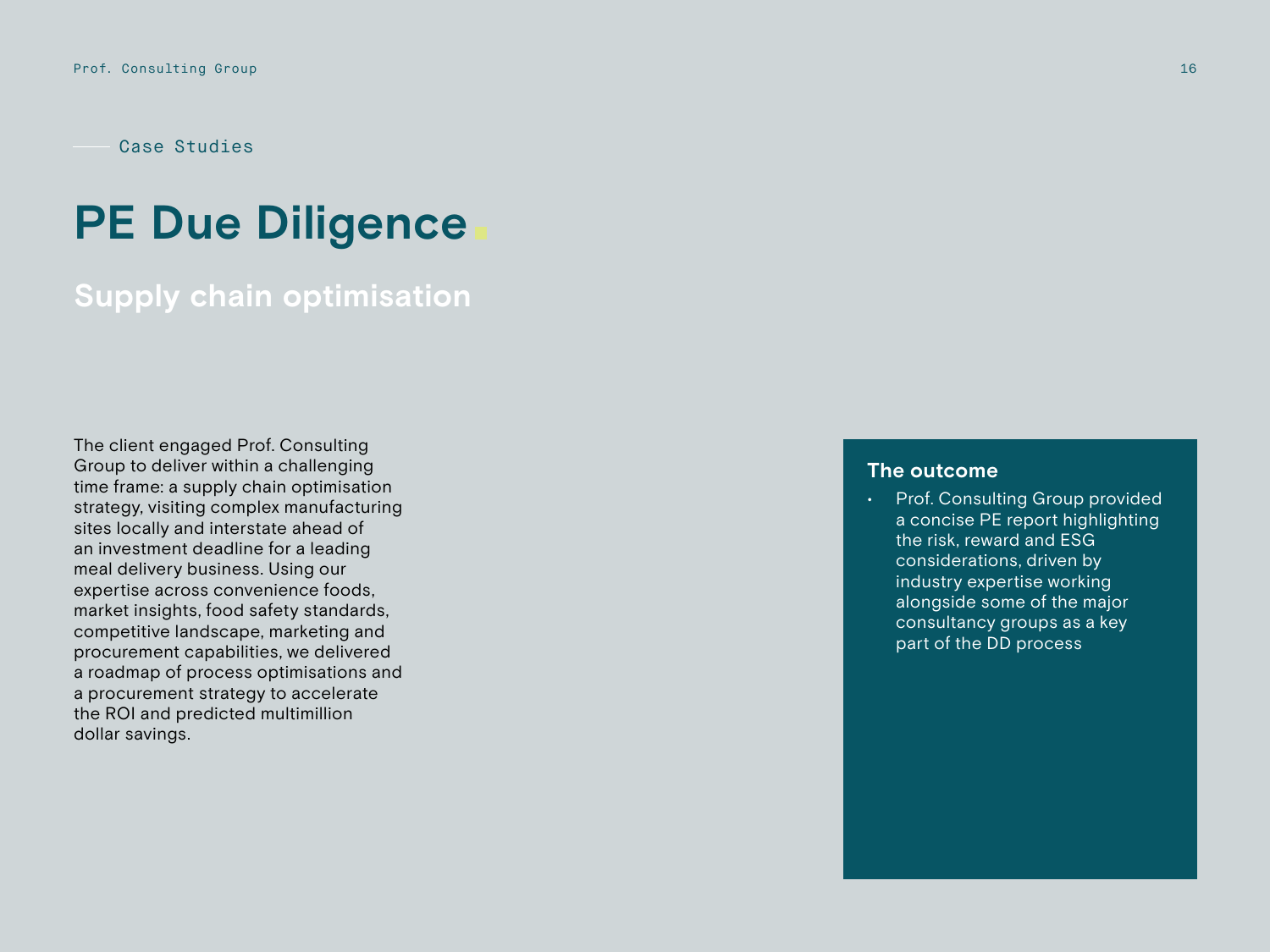Case Studies

# PE Due Diligence

## Supply chain optimisation

The client engaged Prof. Consulting Group to deliver within a challenging time frame: a supply chain optimisation strategy, visiting complex manufacturing sites locally and interstate ahead of an investment deadline for a leading meal delivery business. Using our expertise across convenience foods, market insights, food safety standards, competitive landscape, marketing and procurement capabilities, we delivered a roadmap of process optimisations and a procurement strategy to accelerate the ROI and predicted multimillion dollar savings.

### The outcome

- Prof. Consulting Group provided a concise PE report highlighting the risk, reward and ESG considerations, driven by industry expertise working alongside some of the major consultancy groups as a key part of the DD process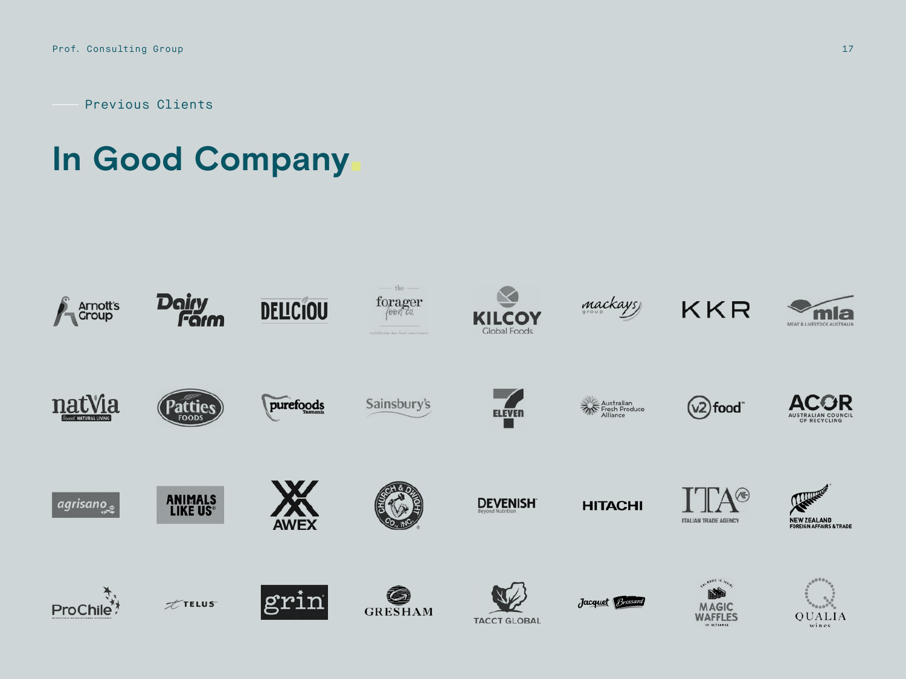## Previous Clients

# In Good Company.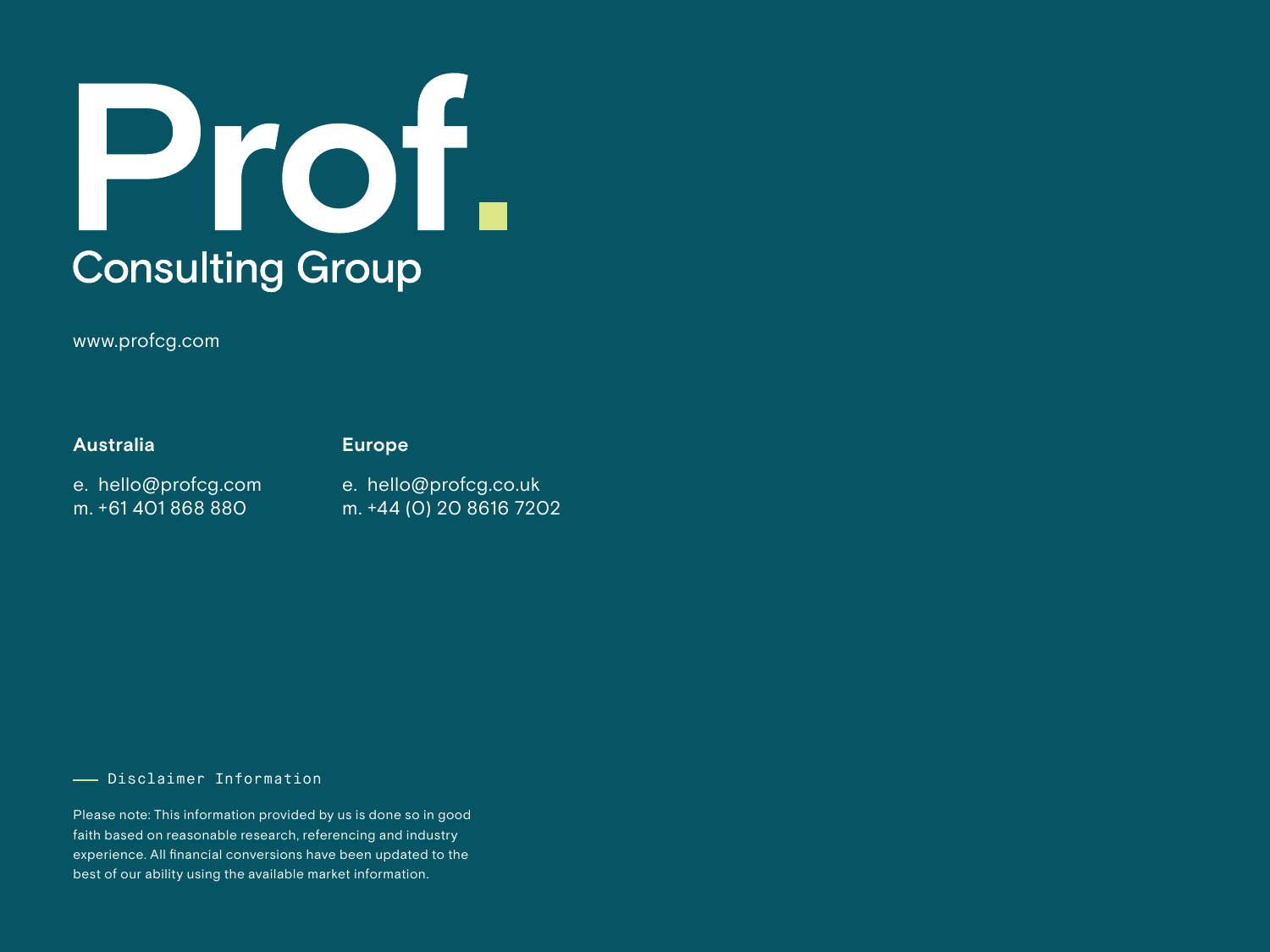# Prof.

## Consulting Group

www.profcg.com

**Australia**

e. hello@profcg.com
m. +61 401 868 880

**Europe**

e. hello@profcg.co.uk
m. +44 (0) 20 8616 7202

—— Disclaimer Information

Please note: This information provided by us is done so in good faith based on reasonable research, referencing and industry experience. All financial conversions have been updated to the best of our ability using the available market information.